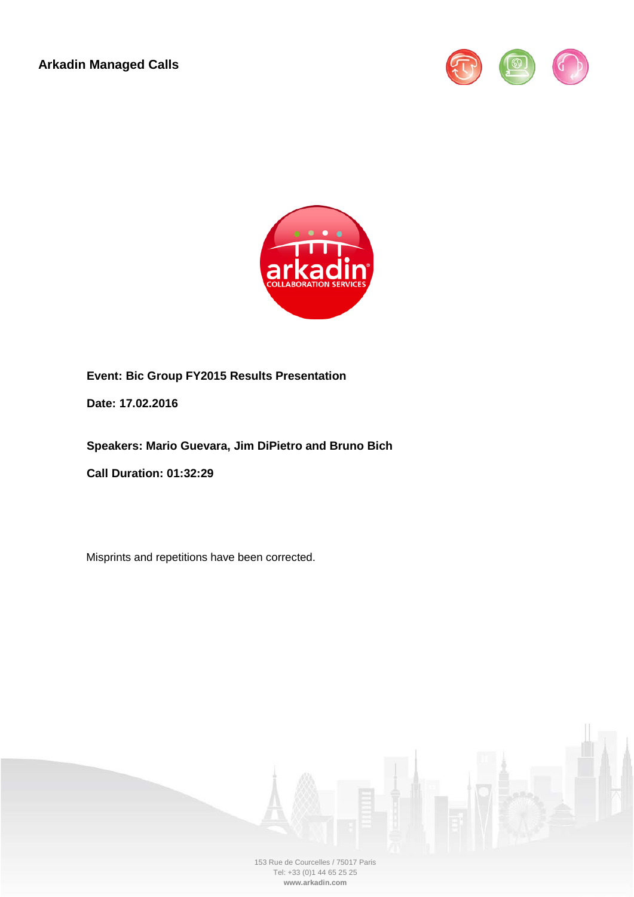**Arkadin Managed Calls**

**Event: Bic Group FY2015 Results Presentation**

**Date: 17.02.2016**

**Speakers: Mario Guevara, Jim DiPietro and Bruno Bich**

**Call Duration: 01:32:29**

Misprints and repetitions have been corrected.

153 Rue de Courcelles / 75017 Paris
Tel: +33 (0)1 44 65 25 25
**www.arkadin.com**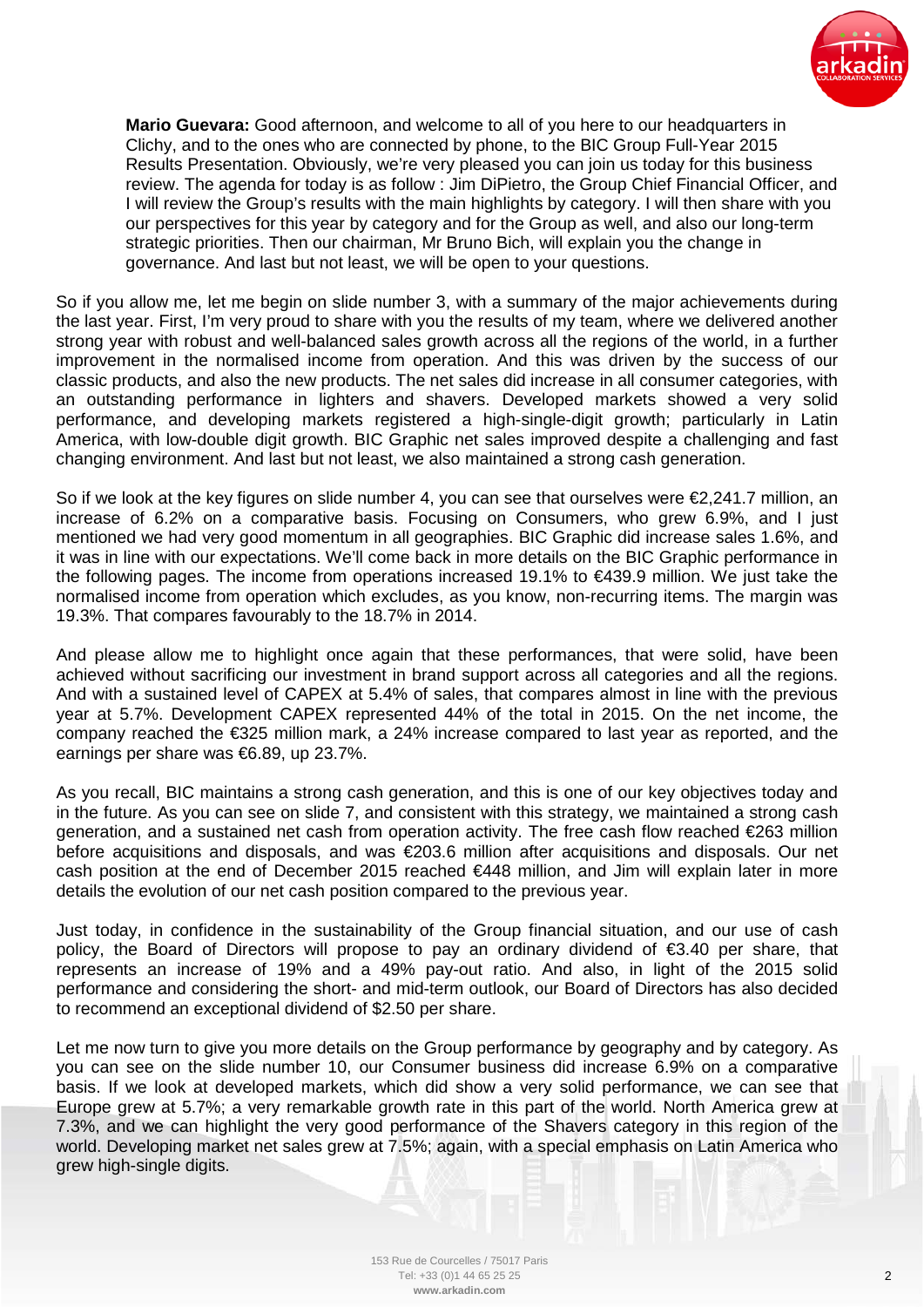**Mario Guevara:** Good afternoon, and welcome to all of you here to our headquarters in Clichy, and to the ones who are connected by phone, to the BIC Group Full-Year 2015 Results Presentation. Obviously, we're very pleased you can join us today for this business review. The agenda for today is as follow : Jim DiPietro, the Group Chief Financial Officer, and I will review the Group's results with the main highlights by category. I will then share with you our perspectives for this year by category and for the Group as well, and also our long-term strategic priorities. Then our chairman, Mr Bruno Bich, will explain you the change in governance. And last but not least, we will be open to your questions.

So if you allow me, let me begin on slide number 3, with a summary of the major achievements during the last year. First, I'm very proud to share with you the results of my team, where we delivered another strong year with robust and well-balanced sales growth across all the regions of the world, in a further improvement in the normalised income from operation. And this was driven by the success of our classic products, and also the new products. The net sales did increase in all consumer categories, with an outstanding performance in lighters and shavers. Developed markets showed a very solid performance, and developing markets registered a high-single-digit growth; particularly in Latin America, with low-double digit growth. BIC Graphic net sales improved despite a challenging and fast changing environment. And last but not least, we also maintained a strong cash generation.

So if we look at the key figures on slide number 4, you can see that ourselves were €2,241.7 million, an increase of 6.2% on a comparative basis. Focusing on Consumers, who grew 6.9%, and I just mentioned we had very good momentum in all geographies. BIC Graphic did increase sales 1.6%, and it was in line with our expectations. We'll come back in more details on the BIC Graphic performance in the following pages. The income from operations increased 19.1% to €439.9 million. We just take the normalised income from operation which excludes, as you know, non-recurring items. The margin was 19.3%. That compares favourably to the 18.7% in 2014.

And please allow me to highlight once again that these performances, that were solid, have been achieved without sacrificing our investment in brand support across all categories and all the regions. And with a sustained level of CAPEX at 5.4% of sales, that compares almost in line with the previous year at 5.7%. Development CAPEX represented 44% of the total in 2015. On the net income, the company reached the €325 million mark, a 24% increase compared to last year as reported, and the earnings per share was €6.89, up 23.7%.

As you recall, BIC maintains a strong cash generation, and this is one of our key objectives today and in the future. As you can see on slide 7, and consistent with this strategy, we maintained a strong cash generation, and a sustained net cash from operation activity. The free cash flow reached €263 million before acquisitions and disposals, and was €203.6 million after acquisitions and disposals. Our net cash position at the end of December 2015 reached €448 million, and Jim will explain later in more details the evolution of our net cash position compared to the previous year.

Just today, in confidence in the sustainability of the Group financial situation, and our use of cash policy, the Board of Directors will propose to pay an ordinary dividend of €3.40 per share, that represents an increase of 19% and a 49% pay-out ratio. And also, in light of the 2015 solid performance and considering the short- and mid-term outlook, our Board of Directors has also decided to recommend an exceptional dividend of $2.50 per share.

Let me now turn to give you more details on the Group performance by geography and by category. As you can see on the slide number 10, our Consumer business did increase 6.9% on a comparative basis. If we look at developed markets, which did show a very solid performance, we can see that Europe grew at 5.7%; a very remarkable growth rate in this part of the world. North America grew at 7.3%, and we can highlight the very good performance of the Shavers category in this region of the world. Developing market net sales grew at 7.5%; again, with a special emphasis on Latin America who grew high-single digits.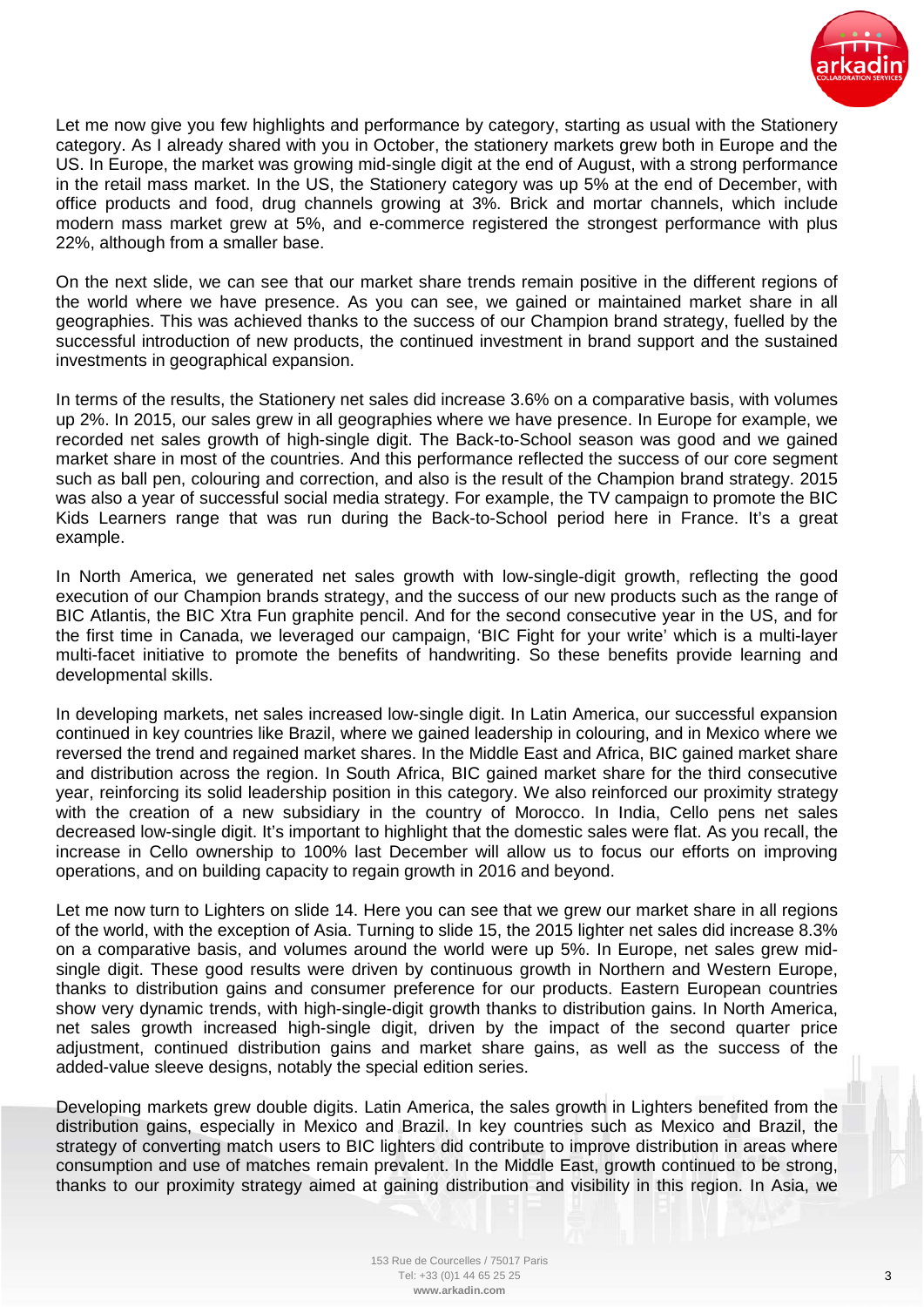Let me now give you few highlights and performance by category, starting as usual with the Stationery category. As I already shared with you in October, the stationery markets grew both in Europe and the US. In Europe, the market was growing mid-single digit at the end of August, with a strong performance in the retail mass market. In the US, the Stationery category was up 5% at the end of December, with office products and food, drug channels growing at 3%. Brick and mortar channels, which include modern mass market grew at 5%, and e-commerce registered the strongest performance with plus 22%, although from a smaller base.

On the next slide, we can see that our market share trends remain positive in the different regions of the world where we have presence. As you can see, we gained or maintained market share in all geographies. This was achieved thanks to the success of our Champion brand strategy, fuelled by the successful introduction of new products, the continued investment in brand support and the sustained investments in geographical expansion.

In terms of the results, the Stationery net sales did increase 3.6% on a comparative basis, with volumes up 2%. In 2015, our sales grew in all geographies where we have presence. In Europe for example, we recorded net sales growth of high-single digit. The Back-to-School season was good and we gained market share in most of the countries. And this performance reflected the success of our core segment such as ball pen, colouring and correction, and also is the result of the Champion brand strategy. 2015 was also a year of successful social media strategy. For example, the TV campaign to promote the BIC Kids Learners range that was run during the Back-to-School period here in France. It's a great example.

In North America, we generated net sales growth with low-single-digit growth, reflecting the good execution of our Champion brands strategy, and the success of our new products such as the range of BIC Atlantis, the BIC Xtra Fun graphite pencil. And for the second consecutive year in the US, and for the first time in Canada, we leveraged our campaign, 'BIC Fight for your write' which is a multi-layer multi-facet initiative to promote the benefits of handwriting. So these benefits provide learning and developmental skills.

In developing markets, net sales increased low-single digit. In Latin America, our successful expansion continued in key countries like Brazil, where we gained leadership in colouring, and in Mexico where we reversed the trend and regained market shares. In the Middle East and Africa, BIC gained market share and distribution across the region. In South Africa, BIC gained market share for the third consecutive year, reinforcing its solid leadership position in this category. We also reinforced our proximity strategy with the creation of a new subsidiary in the country of Morocco. In India, Cello pens net sales decreased low-single digit. It's important to highlight that the domestic sales were flat. As you recall, the increase in Cello ownership to 100% last December will allow us to focus our efforts on improving operations, and on building capacity to regain growth in 2016 and beyond.

Let me now turn to Lighters on slide 14. Here you can see that we grew our market share in all regions of the world, with the exception of Asia. Turning to slide 15, the 2015 lighter net sales did increase 8.3% on a comparative basis, and volumes around the world were up 5%. In Europe, net sales grew mid-single digit. These good results were driven by continuous growth in Northern and Western Europe, thanks to distribution gains and consumer preference for our products. Eastern European countries show very dynamic trends, with high-single-digit growth thanks to distribution gains. In North America, net sales growth increased high-single digit, driven by the impact of the second quarter price adjustment, continued distribution gains and market share gains, as well as the success of the added-value sleeve designs, notably the special edition series.

Developing markets grew double digits. Latin America, the sales growth in Lighters benefited from the distribution gains, especially in Mexico and Brazil. In key countries such as Mexico and Brazil, the strategy of converting match users to BIC lighters did contribute to improve distribution in areas where consumption and use of matches remain prevalent. In the Middle East, growth continued to be strong, thanks to our proximity strategy aimed at gaining distribution and visibility in this region. In Asia, we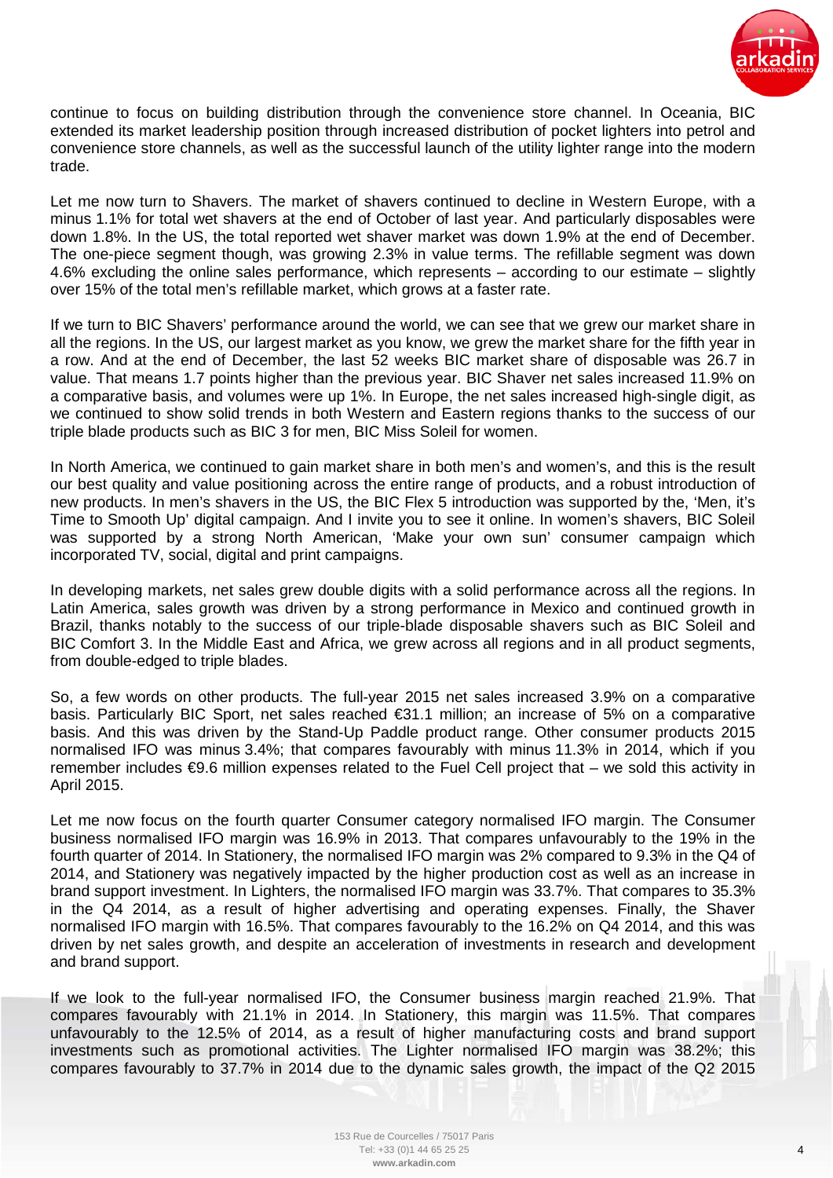continue to focus on building distribution through the convenience store channel. In Oceania, BIC extended its market leadership position through increased distribution of pocket lighters into petrol and convenience store channels, as well as the successful launch of the utility lighter range into the modern trade.

Let me now turn to Shavers. The market of shavers continued to decline in Western Europe, with a minus 1.1% for total wet shavers at the end of October of last year. And particularly disposables were down 1.8%. In the US, the total reported wet shaver market was down 1.9% at the end of December. The one-piece segment though, was growing 2.3% in value terms. The refillable segment was down 4.6% excluding the online sales performance, which represents – according to our estimate – slightly over 15% of the total men's refillable market, which grows at a faster rate.

If we turn to BIC Shavers' performance around the world, we can see that we grew our market share in all the regions. In the US, our largest market as you know, we grew the market share for the fifth year in a row. And at the end of December, the last 52 weeks BIC market share of disposable was 26.7 in value. That means 1.7 points higher than the previous year. BIC Shaver net sales increased 11.9% on a comparative basis, and volumes were up 1%. In Europe, the net sales increased high-single digit, as we continued to show solid trends in both Western and Eastern regions thanks to the success of our triple blade products such as BIC 3 for men, BIC Miss Soleil for women.

In North America, we continued to gain market share in both men's and women's, and this is the result our best quality and value positioning across the entire range of products, and a robust introduction of new products. In men's shavers in the US, the BIC Flex 5 introduction was supported by the, 'Men, it's Time to Smooth Up' digital campaign. And I invite you to see it online. In women's shavers, BIC Soleil was supported by a strong North American, 'Make your own sun' consumer campaign which incorporated TV, social, digital and print campaigns.

In developing markets, net sales grew double digits with a solid performance across all the regions. In Latin America, sales growth was driven by a strong performance in Mexico and continued growth in Brazil, thanks notably to the success of our triple-blade disposable shavers such as BIC Soleil and BIC Comfort 3. In the Middle East and Africa, we grew across all regions and in all product segments, from double-edged to triple blades.

So, a few words on other products. The full-year 2015 net sales increased 3.9% on a comparative basis. Particularly BIC Sport, net sales reached €31.1 million; an increase of 5% on a comparative basis. And this was driven by the Stand-Up Paddle product range. Other consumer products 2015 normalised IFO was minus 3.4%; that compares favourably with minus 11.3% in 2014, which if you remember includes €9.6 million expenses related to the Fuel Cell project that – we sold this activity in April 2015.

Let me now focus on the fourth quarter Consumer category normalised IFO margin. The Consumer business normalised IFO margin was 16.9% in 2013. That compares unfavourably to the 19% in the fourth quarter of 2014. In Stationery, the normalised IFO margin was 2% compared to 9.3% in the Q4 of 2014, and Stationery was negatively impacted by the higher production cost as well as an increase in brand support investment. In Lighters, the normalised IFO margin was 33.7%. That compares to 35.3% in the Q4 2014, as a result of higher advertising and operating expenses. Finally, the Shaver normalised IFO margin with 16.5%. That compares favourably to the 16.2% on Q4 2014, and this was driven by net sales growth, and despite an acceleration of investments in research and development and brand support.

If we look to the full-year normalised IFO, the Consumer business margin reached 21.9%. That compares favourably with 21.1% in 2014. In Stationery, this margin was 11.5%. That compares unfavourably to the 12.5% of 2014, as a result of higher manufacturing costs and brand support investments such as promotional activities. The Lighter normalised IFO margin was 38.2%; this compares favourably to 37.7% in 2014 due to the dynamic sales growth, the impact of the Q2 2015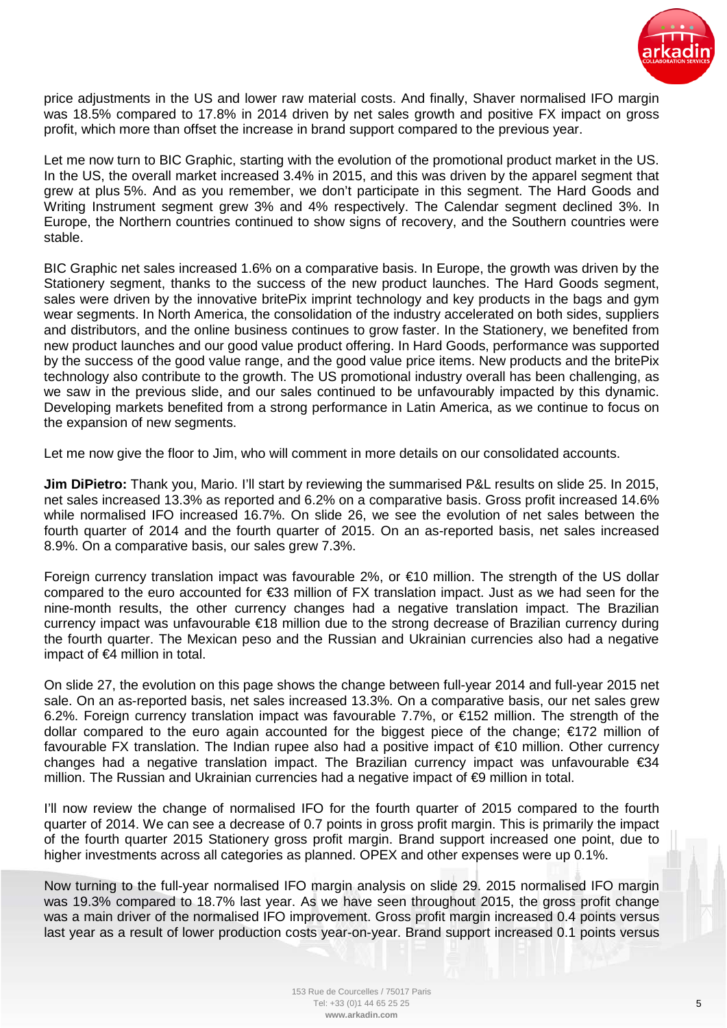price adjustments in the US and lower raw material costs. And finally, Shaver normalised IFO margin was 18.5% compared to 17.8% in 2014 driven by net sales growth and positive FX impact on gross profit, which more than offset the increase in brand support compared to the previous year.

Let me now turn to BIC Graphic, starting with the evolution of the promotional product market in the US. In the US, the overall market increased 3.4% in 2015, and this was driven by the apparel segment that grew at plus 5%. And as you remember, we don't participate in this segment. The Hard Goods and Writing Instrument segment grew 3% and 4% respectively. The Calendar segment declined 3%. In Europe, the Northern countries continued to show signs of recovery, and the Southern countries were stable.

BIC Graphic net sales increased 1.6% on a comparative basis. In Europe, the growth was driven by the Stationery segment, thanks to the success of the new product launches. The Hard Goods segment, sales were driven by the innovative britePix imprint technology and key products in the bags and gym wear segments. In North America, the consolidation of the industry accelerated on both sides, suppliers and distributors, and the online business continues to grow faster. In the Stationery, we benefited from new product launches and our good value product offering. In Hard Goods, performance was supported by the success of the good value range, and the good value price items. New products and the britePix technology also contribute to the growth. The US promotional industry overall has been challenging, as we saw in the previous slide, and our sales continued to be unfavourably impacted by this dynamic. Developing markets benefited from a strong performance in Latin America, as we continue to focus on the expansion of new segments.

Let me now give the floor to Jim, who will comment in more details on our consolidated accounts.

**Jim DiPietro:** Thank you, Mario. I'll start by reviewing the summarised P&L results on slide 25. In 2015, net sales increased 13.3% as reported and 6.2% on a comparative basis. Gross profit increased 14.6% while normalised IFO increased 16.7%. On slide 26, we see the evolution of net sales between the fourth quarter of 2014 and the fourth quarter of 2015. On an as-reported basis, net sales increased 8.9%. On a comparative basis, our sales grew 7.3%.

Foreign currency translation impact was favourable 2%, or €10 million. The strength of the US dollar compared to the euro accounted for €33 million of FX translation impact. Just as we had seen for the nine-month results, the other currency changes had a negative translation impact. The Brazilian currency impact was unfavourable €18 million due to the strong decrease of Brazilian currency during the fourth quarter. The Mexican peso and the Russian and Ukrainian currencies also had a negative impact of €4 million in total.

On slide 27, the evolution on this page shows the change between full-year 2014 and full-year 2015 net sale. On an as-reported basis, net sales increased 13.3%. On a comparative basis, our net sales grew 6.2%. Foreign currency translation impact was favourable 7.7%, or €152 million. The strength of the dollar compared to the euro again accounted for the biggest piece of the change; €172 million of favourable FX translation. The Indian rupee also had a positive impact of €10 million. Other currency changes had a negative translation impact. The Brazilian currency impact was unfavourable €34 million. The Russian and Ukrainian currencies had a negative impact of €9 million in total.

I'll now review the change of normalised IFO for the fourth quarter of 2015 compared to the fourth quarter of 2014. We can see a decrease of 0.7 points in gross profit margin. This is primarily the impact of the fourth quarter 2015 Stationery gross profit margin. Brand support increased one point, due to higher investments across all categories as planned. OPEX and other expenses were up 0.1%.

Now turning to the full-year normalised IFO margin analysis on slide 29. 2015 normalised IFO margin was 19.3% compared to 18.7% last year. As we have seen throughout 2015, the gross profit change was a main driver of the normalised IFO improvement. Gross profit margin increased 0.4 points versus last year as a result of lower production costs year-on-year. Brand support increased 0.1 points versus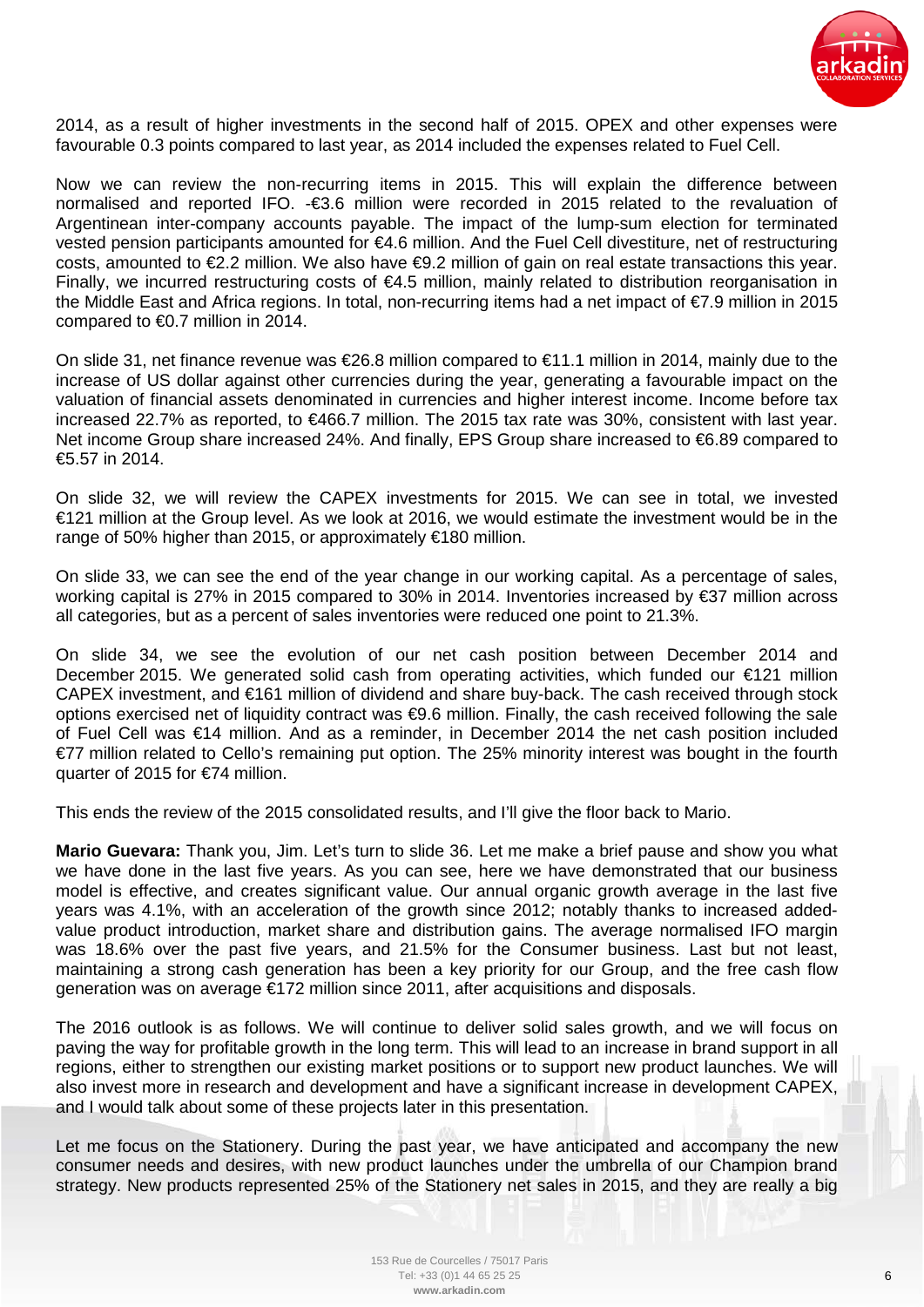2014, as a result of higher investments in the second half of 2015. OPEX and other expenses were favourable 0.3 points compared to last year, as 2014 included the expenses related to Fuel Cell.

Now we can review the non-recurring items in 2015. This will explain the difference between normalised and reported IFO. -€3.6 million were recorded in 2015 related to the revaluation of Argentinean inter-company accounts payable. The impact of the lump-sum election for terminated vested pension participants amounted for €4.6 million. And the Fuel Cell divestiture, net of restructuring costs, amounted to €2.2 million. We also have €9.2 million of gain on real estate transactions this year. Finally, we incurred restructuring costs of €4.5 million, mainly related to distribution reorganisation in the Middle East and Africa regions. In total, non-recurring items had a net impact of €7.9 million in 2015 compared to €0.7 million in 2014.

On slide 31, net finance revenue was €26.8 million compared to €11.1 million in 2014, mainly due to the increase of US dollar against other currencies during the year, generating a favourable impact on the valuation of financial assets denominated in currencies and higher interest income. Income before tax increased 22.7% as reported, to €466.7 million. The 2015 tax rate was 30%, consistent with last year. Net income Group share increased 24%. And finally, EPS Group share increased to €6.89 compared to €5.57 in 2014.

On slide 32, we will review the CAPEX investments for 2015. We can see in total, we invested €121 million at the Group level. As we look at 2016, we would estimate the investment would be in the range of 50% higher than 2015, or approximately €180 million.

On slide 33, we can see the end of the year change in our working capital. As a percentage of sales, working capital is 27% in 2015 compared to 30% in 2014. Inventories increased by €37 million across all categories, but as a percent of sales inventories were reduced one point to 21.3%.

On slide 34, we see the evolution of our net cash position between December 2014 and December 2015. We generated solid cash from operating activities, which funded our €121 million CAPEX investment, and €161 million of dividend and share buy-back. The cash received through stock options exercised net of liquidity contract was €9.6 million. Finally, the cash received following the sale of Fuel Cell was €14 million. And as a reminder, in December 2014 the net cash position included €77 million related to Cello's remaining put option. The 25% minority interest was bought in the fourth quarter of 2015 for €74 million.

This ends the review of the 2015 consolidated results, and I'll give the floor back to Mario.

**Mario Guevara:** Thank you, Jim. Let's turn to slide 36. Let me make a brief pause and show you what we have done in the last five years. As you can see, here we have demonstrated that our business model is effective, and creates significant value. Our annual organic growth average in the last five years was 4.1%, with an acceleration of the growth since 2012; notably thanks to increased added-value product introduction, market share and distribution gains. The average normalised IFO margin was 18.6% over the past five years, and 21.5% for the Consumer business. Last but not least, maintaining a strong cash generation has been a key priority for our Group, and the free cash flow generation was on average €172 million since 2011, after acquisitions and disposals.

The 2016 outlook is as follows. We will continue to deliver solid sales growth, and we will focus on paving the way for profitable growth in the long term. This will lead to an increase in brand support in all regions, either to strengthen our existing market positions or to support new product launches. We will also invest more in research and development and have a significant increase in development CAPEX, and I would talk about some of these projects later in this presentation.

Let me focus on the Stationery. During the past year, we have anticipated and accompany the new consumer needs and desires, with new product launches under the umbrella of our Champion brand strategy. New products represented 25% of the Stationery net sales in 2015, and they are really a big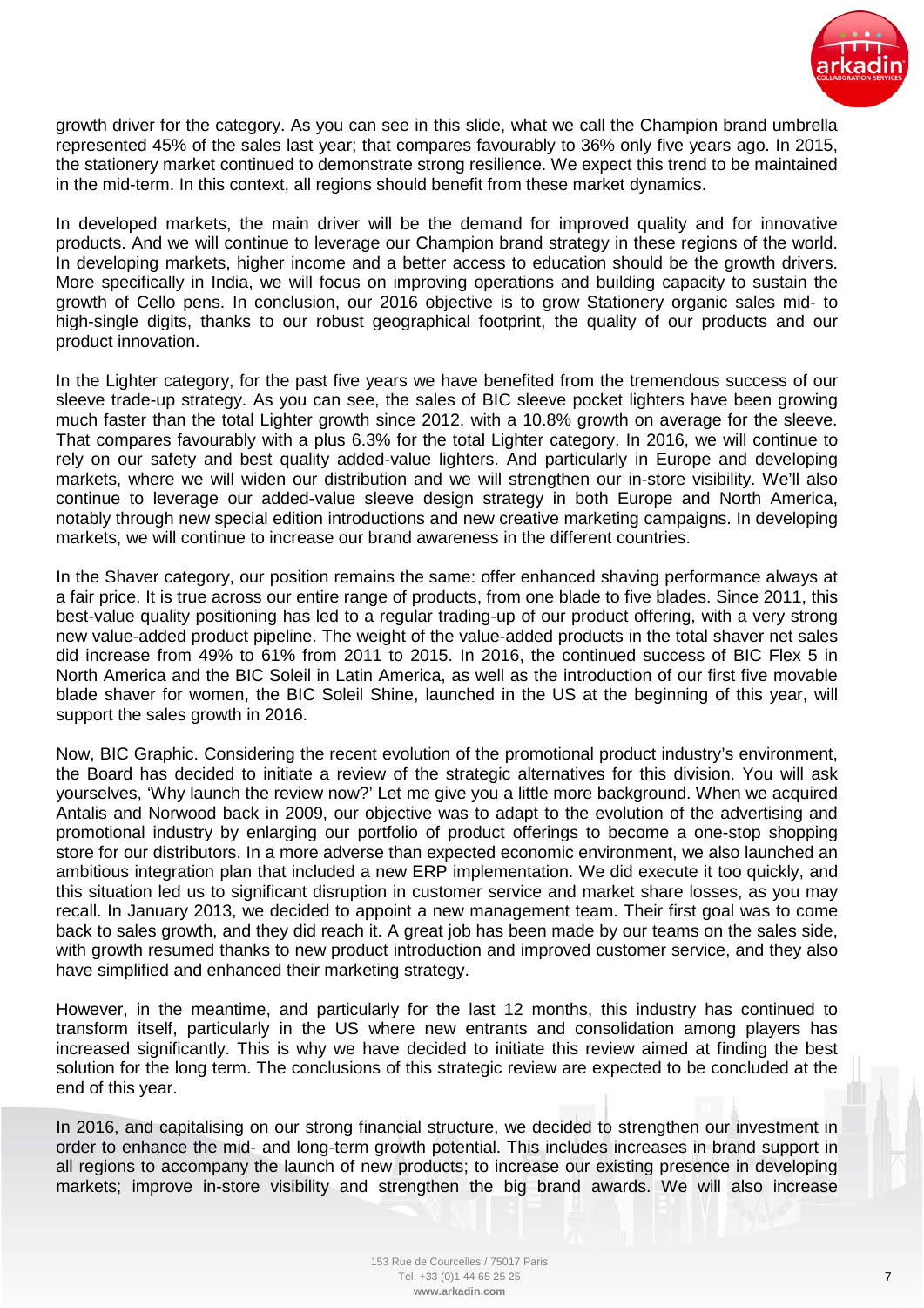growth driver for the category. As you can see in this slide, what we call the Champion brand umbrella represented 45% of the sales last year; that compares favourably to 36% only five years ago. In 2015, the stationery market continued to demonstrate strong resilience. We expect this trend to be maintained in the mid-term. In this context, all regions should benefit from these market dynamics.

In developed markets, the main driver will be the demand for improved quality and for innovative products. And we will continue to leverage our Champion brand strategy in these regions of the world. In developing markets, higher income and a better access to education should be the growth drivers. More specifically in India, we will focus on improving operations and building capacity to sustain the growth of Cello pens. In conclusion, our 2016 objective is to grow Stationery organic sales mid- to high-single digits, thanks to our robust geographical footprint, the quality of our products and our product innovation.

In the Lighter category, for the past five years we have benefited from the tremendous success of our sleeve trade-up strategy. As you can see, the sales of BIC sleeve pocket lighters have been growing much faster than the total Lighter growth since 2012, with a 10.8% growth on average for the sleeve. That compares favourably with a plus 6.3% for the total Lighter category. In 2016, we will continue to rely on our safety and best quality added-value lighters. And particularly in Europe and developing markets, where we will widen our distribution and we will strengthen our in-store visibility. We'll also continue to leverage our added-value sleeve design strategy in both Europe and North America, notably through new special edition introductions and new creative marketing campaigns. In developing markets, we will continue to increase our brand awareness in the different countries.

In the Shaver category, our position remains the same: offer enhanced shaving performance always at a fair price. It is true across our entire range of products, from one blade to five blades. Since 2011, this best-value quality positioning has led to a regular trading-up of our product offering, with a very strong new value-added product pipeline. The weight of the value-added products in the total shaver net sales did increase from 49% to 61% from 2011 to 2015. In 2016, the continued success of BIC Flex 5 in North America and the BIC Soleil in Latin America, as well as the introduction of our first five movable blade shaver for women, the BIC Soleil Shine, launched in the US at the beginning of this year, will support the sales growth in 2016.

Now, BIC Graphic. Considering the recent evolution of the promotional product industry's environment, the Board has decided to initiate a review of the strategic alternatives for this division. You will ask yourselves, 'Why launch the review now?' Let me give you a little more background. When we acquired Antalis and Norwood back in 2009, our objective was to adapt to the evolution of the advertising and promotional industry by enlarging our portfolio of product offerings to become a one-stop shopping store for our distributors. In a more adverse than expected economic environment, we also launched an ambitious integration plan that included a new ERP implementation. We did execute it too quickly, and this situation led us to significant disruption in customer service and market share losses, as you may recall. In January 2013, we decided to appoint a new management team. Their first goal was to come back to sales growth, and they did reach it. A great job has been made by our teams on the sales side, with growth resumed thanks to new product introduction and improved customer service, and they also have simplified and enhanced their marketing strategy.

However, in the meantime, and particularly for the last 12 months, this industry has continued to transform itself, particularly in the US where new entrants and consolidation among players has increased significantly. This is why we have decided to initiate this review aimed at finding the best solution for the long term. The conclusions of this strategic review are expected to be concluded at the end of this year.

In 2016, and capitalising on our strong financial structure, we decided to strengthen our investment in order to enhance the mid- and long-term growth potential. This includes increases in brand support in all regions to accompany the launch of new products; to increase our existing presence in developing markets; improve in-store visibility and strengthen the big brand awards. We will also increase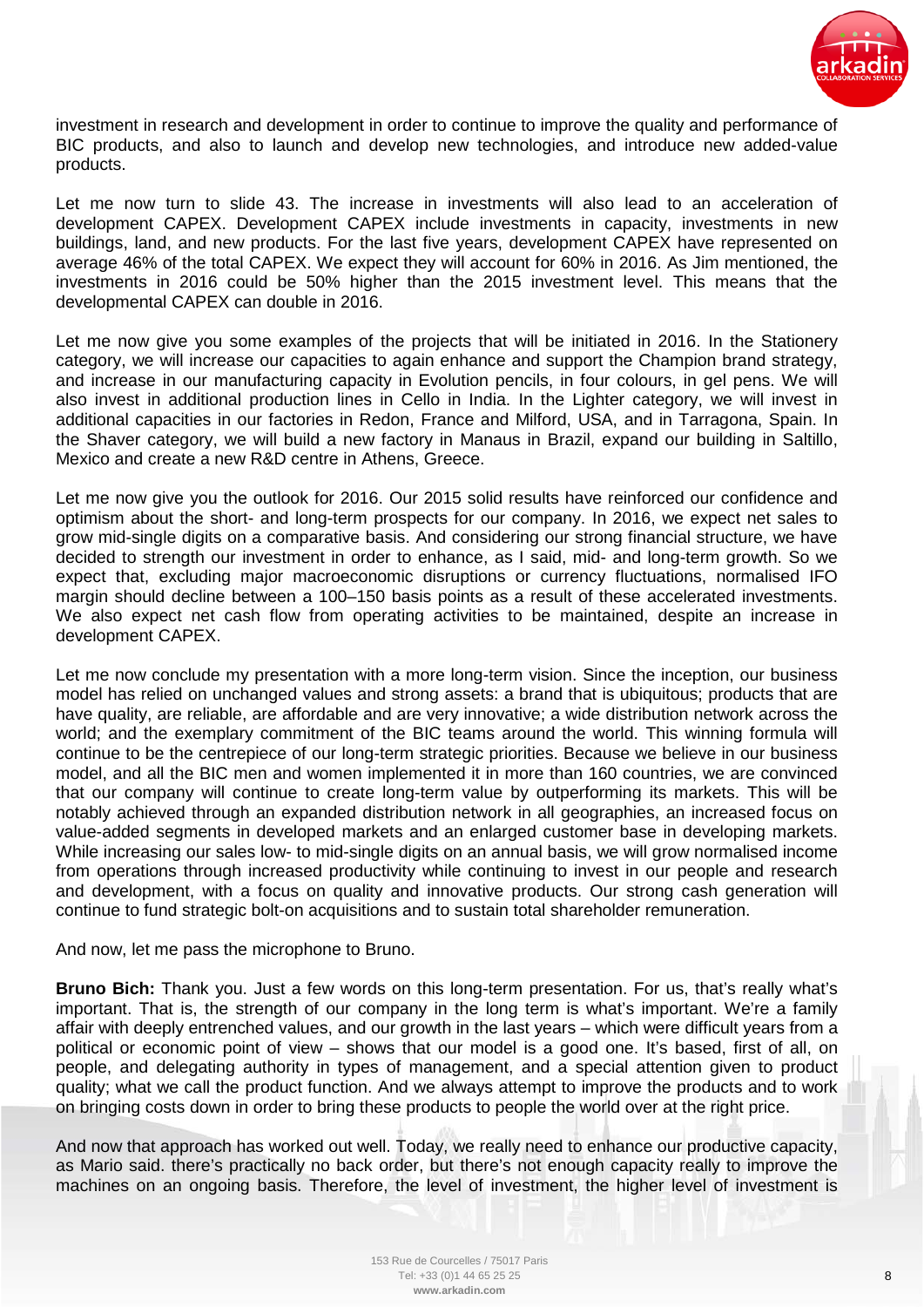investment in research and development in order to continue to improve the quality and performance of BIC products, and also to launch and develop new technologies, and introduce new added-value products.

Let me now turn to slide 43. The increase in investments will also lead to an acceleration of development CAPEX. Development CAPEX include investments in capacity, investments in new buildings, land, and new products. For the last five years, development CAPEX have represented on average 46% of the total CAPEX. We expect they will account for 60% in 2016. As Jim mentioned, the investments in 2016 could be 50% higher than the 2015 investment level. This means that the developmental CAPEX can double in 2016.

Let me now give you some examples of the projects that will be initiated in 2016. In the Stationery category, we will increase our capacities to again enhance and support the Champion brand strategy, and increase in our manufacturing capacity in Evolution pencils, in four colours, in gel pens. We will also invest in additional production lines in Cello in India. In the Lighter category, we will invest in additional capacities in our factories in Redon, France and Milford, USA, and in Tarragona, Spain. In the Shaver category, we will build a new factory in Manaus in Brazil, expand our building in Saltillo, Mexico and create a new R&D centre in Athens, Greece.

Let me now give you the outlook for 2016. Our 2015 solid results have reinforced our confidence and optimism about the short- and long-term prospects for our company. In 2016, we expect net sales to grow mid-single digits on a comparative basis. And considering our strong financial structure, we have decided to strength our investment in order to enhance, as I said, mid- and long-term growth. So we expect that, excluding major macroeconomic disruptions or currency fluctuations, normalised IFO margin should decline between a 100–150 basis points as a result of these accelerated investments. We also expect net cash flow from operating activities to be maintained, despite an increase in development CAPEX.

Let me now conclude my presentation with a more long-term vision. Since the inception, our business model has relied on unchanged values and strong assets: a brand that is ubiquitous; products that are have quality, are reliable, are affordable and are very innovative; a wide distribution network across the world; and the exemplary commitment of the BIC teams around the world. This winning formula will continue to be the centrepiece of our long-term strategic priorities. Because we believe in our business model, and all the BIC men and women implemented it in more than 160 countries, we are convinced that our company will continue to create long-term value by outperforming its markets. This will be notably achieved through an expanded distribution network in all geographies, an increased focus on value-added segments in developed markets and an enlarged customer base in developing markets. While increasing our sales low- to mid-single digits on an annual basis, we will grow normalised income from operations through increased productivity while continuing to invest in our people and research and development, with a focus on quality and innovative products. Our strong cash generation will continue to fund strategic bolt-on acquisitions and to sustain total shareholder remuneration.

And now, let me pass the microphone to Bruno.

**Bruno Bich:** Thank you. Just a few words on this long-term presentation. For us, that's really what's important. That is, the strength of our company in the long term is what's important. We're a family affair with deeply entrenched values, and our growth in the last years – which were difficult years from a political or economic point of view – shows that our model is a good one. It's based, first of all, on people, and delegating authority in types of management, and a special attention given to product quality; what we call the product function. And we always attempt to improve the products and to work on bringing costs down in order to bring these products to people the world over at the right price.

And now that approach has worked out well. Today, we really need to enhance our productive capacity, as Mario said. there's practically no back order, but there's not enough capacity really to improve the machines on an ongoing basis. Therefore, the level of investment, the higher level of investment is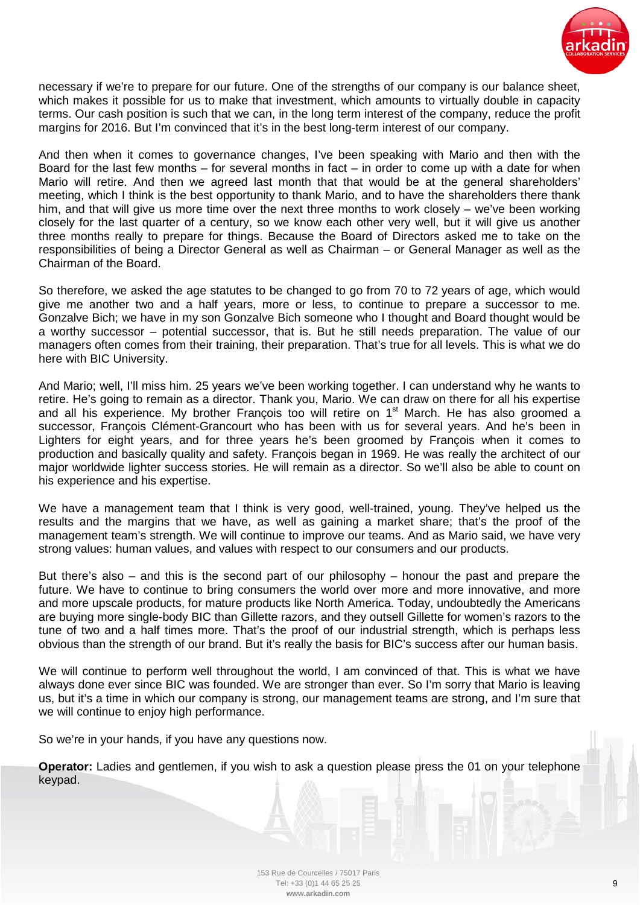necessary if we're to prepare for our future. One of the strengths of our company is our balance sheet, which makes it possible for us to make that investment, which amounts to virtually double in capacity terms. Our cash position is such that we can, in the long term interest of the company, reduce the profit margins for 2016. But I'm convinced that it's in the best long-term interest of our company.

And then when it comes to governance changes, I've been speaking with Mario and then with the Board for the last few months – for several months in fact – in order to come up with a date for when Mario will retire. And then we agreed last month that that would be at the general shareholders' meeting, which I think is the best opportunity to thank Mario, and to have the shareholders there thank him, and that will give us more time over the next three months to work closely – we've been working closely for the last quarter of a century, so we know each other very well, but it will give us another three months really to prepare for things. Because the Board of Directors asked me to take on the responsibilities of being a Director General as well as Chairman – or General Manager as well as the Chairman of the Board.

So therefore, we asked the age statutes to be changed to go from 70 to 72 years of age, which would give me another two and a half years, more or less, to continue to prepare a successor to me. Gonzalve Bich; we have in my son Gonzalve Bich someone who I thought and Board thought would be a worthy successor – potential successor, that is. But he still needs preparation. The value of our managers often comes from their training, their preparation. That's true for all levels. This is what we do here with BIC University.

And Mario; well, I'll miss him. 25 years we've been working together. I can understand why he wants to retire. He's going to remain as a director. Thank you, Mario. We can draw on there for all his expertise and all his experience. My brother François too will retire on 1st March. He has also groomed a successor, François Clément-Grancourt who has been with us for several years. And he's been in Lighters for eight years, and for three years he's been groomed by François when it comes to production and basically quality and safety. François began in 1969. He was really the architect of our major worldwide lighter success stories. He will remain as a director. So we'll also be able to count on his experience and his expertise.

We have a management team that I think is very good, well-trained, young. They've helped us the results and the margins that we have, as well as gaining a market share; that's the proof of the management team's strength. We will continue to improve our teams. And as Mario said, we have very strong values: human values, and values with respect to our consumers and our products.

But there's also – and this is the second part of our philosophy – honour the past and prepare the future. We have to continue to bring consumers the world over more and more innovative, and more and more upscale products, for mature products like North America. Today, undoubtedly the Americans are buying more single-body BIC than Gillette razors, and they outsell Gillette for women's razors to the tune of two and a half times more. That's the proof of our industrial strength, which is perhaps less obvious than the strength of our brand. But it's really the basis for BIC's success after our human basis.

We will continue to perform well throughout the world, I am convinced of that. This is what we have always done ever since BIC was founded. We are stronger than ever. So I'm sorry that Mario is leaving us, but it's a time in which our company is strong, our management teams are strong, and I'm sure that we will continue to enjoy high performance.

So we're in your hands, if you have any questions now.

**Operator:** Ladies and gentlemen, if you wish to ask a question please press the 01 on your telephone keypad.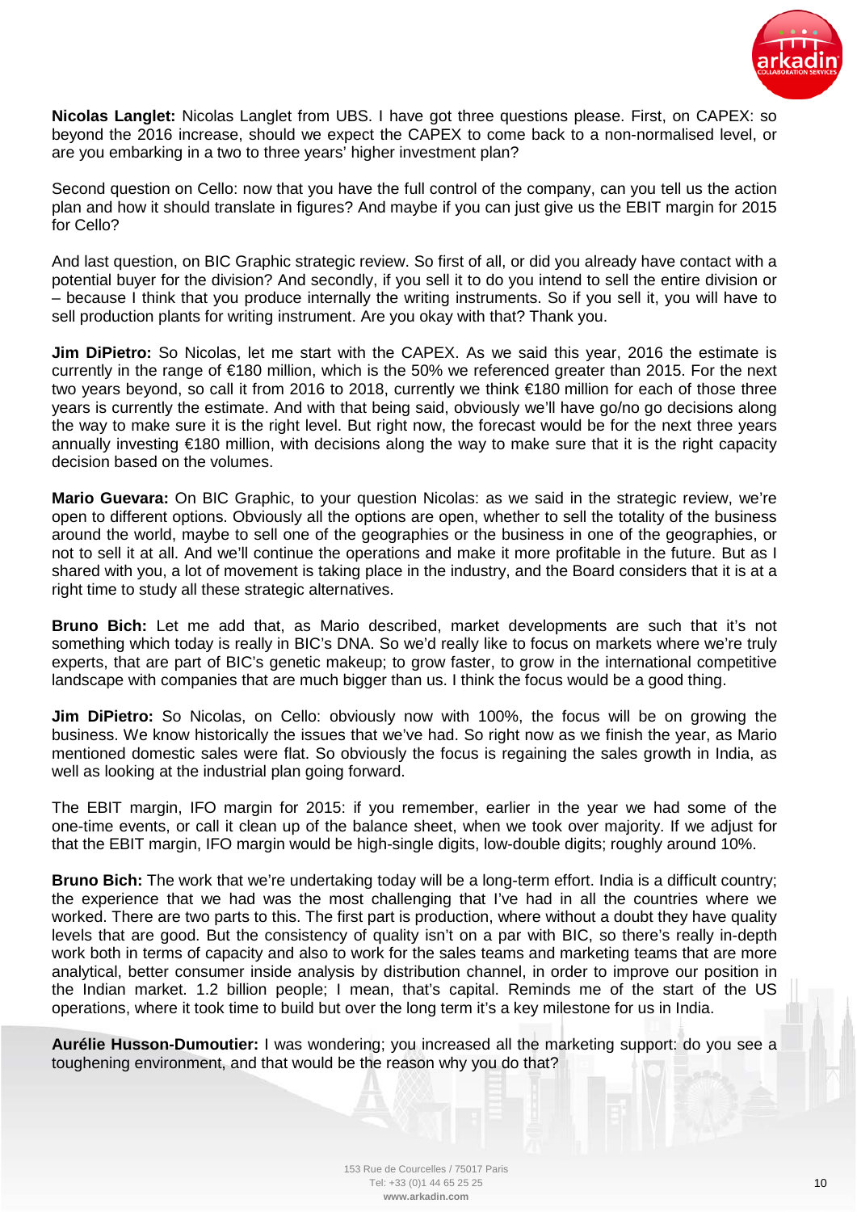**Nicolas Langlet:** Nicolas Langlet from UBS. I have got three questions please. First, on CAPEX: so beyond the 2016 increase, should we expect the CAPEX to come back to a non-normalised level, or are you embarking in a two to three years' higher investment plan?

Second question on Cello: now that you have the full control of the company, can you tell us the action plan and how it should translate in figures? And maybe if you can just give us the EBIT margin for 2015 for Cello?

And last question, on BIC Graphic strategic review. So first of all, or did you already have contact with a potential buyer for the division? And secondly, if you sell it to do you intend to sell the entire division or – because I think that you produce internally the writing instruments. So if you sell it, you will have to sell production plants for writing instrument. Are you okay with that? Thank you.

**Jim DiPietro:** So Nicolas, let me start with the CAPEX. As we said this year, 2016 the estimate is currently in the range of €180 million, which is the 50% we referenced greater than 2015. For the next two years beyond, so call it from 2016 to 2018, currently we think €180 million for each of those three years is currently the estimate. And with that being said, obviously we'll have go/no go decisions along the way to make sure it is the right level. But right now, the forecast would be for the next three years annually investing €180 million, with decisions along the way to make sure that it is the right capacity decision based on the volumes.

**Mario Guevara:** On BIC Graphic, to your question Nicolas: as we said in the strategic review, we're open to different options. Obviously all the options are open, whether to sell the totality of the business around the world, maybe to sell one of the geographies or the business in one of the geographies, or not to sell it at all. And we'll continue the operations and make it more profitable in the future. But as I shared with you, a lot of movement is taking place in the industry, and the Board considers that it is at a right time to study all these strategic alternatives.

**Bruno Bich:** Let me add that, as Mario described, market developments are such that it's not something which today is really in BIC's DNA. So we'd really like to focus on markets where we're truly experts, that are part of BIC's genetic makeup; to grow faster, to grow in the international competitive landscape with companies that are much bigger than us. I think the focus would be a good thing.

**Jim DiPietro:** So Nicolas, on Cello: obviously now with 100%, the focus will be on growing the business. We know historically the issues that we've had. So right now as we finish the year, as Mario mentioned domestic sales were flat. So obviously the focus is regaining the sales growth in India, as well as looking at the industrial plan going forward.

The EBIT margin, IFO margin for 2015: if you remember, earlier in the year we had some of the one-time events, or call it clean up of the balance sheet, when we took over majority. If we adjust for that the EBIT margin, IFO margin would be high-single digits, low-double digits; roughly around 10%.

**Bruno Bich:** The work that we're undertaking today will be a long-term effort. India is a difficult country; the experience that we had was the most challenging that I've had in all the countries where we worked. There are two parts to this. The first part is production, where without a doubt they have quality levels that are good. But the consistency of quality isn't on a par with BIC, so there's really in-depth work both in terms of capacity and also to work for the sales teams and marketing teams that are more analytical, better consumer inside analysis by distribution channel, in order to improve our position in the Indian market. 1.2 billion people; I mean, that's capital. Reminds me of the start of the US operations, where it took time to build but over the long term it's a key milestone for us in India.

**Aurélie Husson-Dumoutier:** I was wondering; you increased all the marketing support: do you see a toughening environment, and that would be the reason why you do that?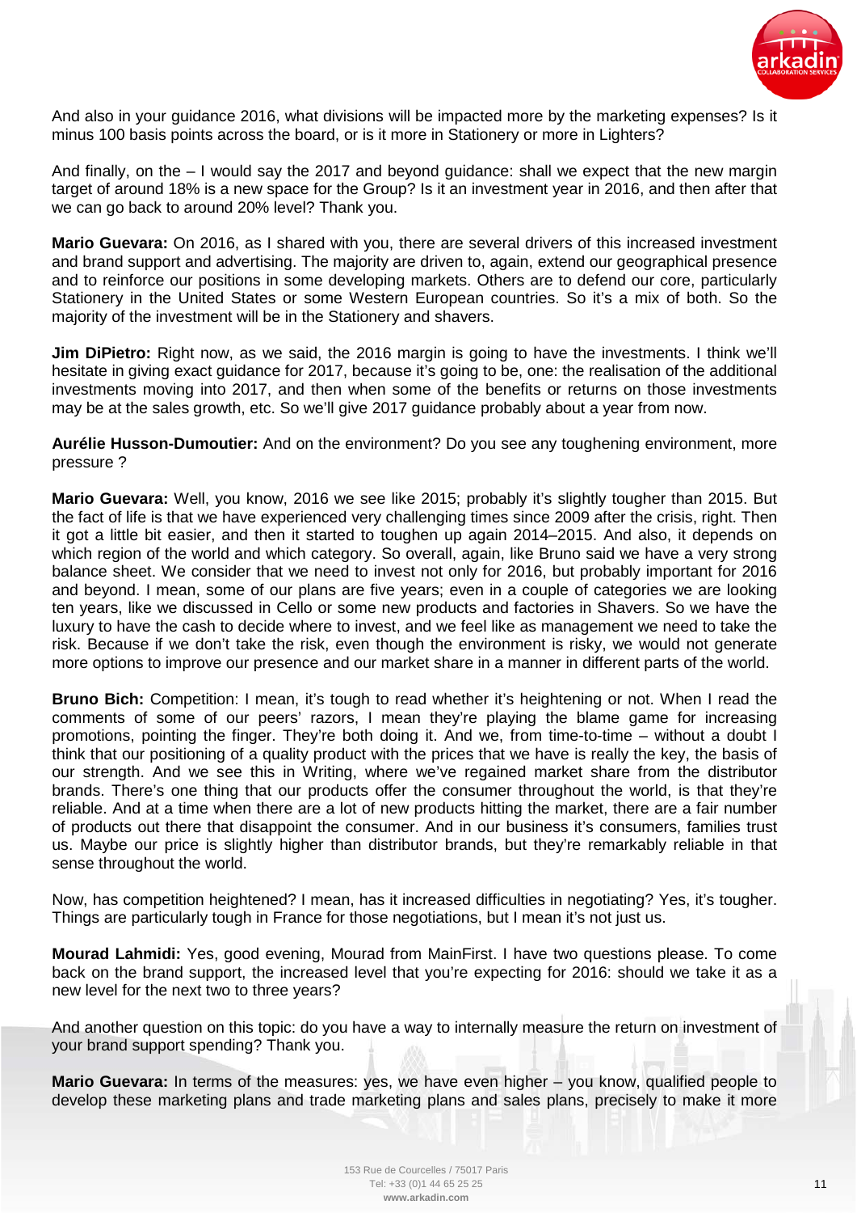And also in your guidance 2016, what divisions will be impacted more by the marketing expenses? Is it minus 100 basis points across the board, or is it more in Stationery or more in Lighters?

And finally, on the – I would say the 2017 and beyond guidance: shall we expect that the new margin target of around 18% is a new space for the Group? Is it an investment year in 2016, and then after that we can go back to around 20% level? Thank you.

**Mario Guevara:** On 2016, as I shared with you, there are several drivers of this increased investment and brand support and advertising. The majority are driven to, again, extend our geographical presence and to reinforce our positions in some developing markets. Others are to defend our core, particularly Stationery in the United States or some Western European countries. So it's a mix of both. So the majority of the investment will be in the Stationery and shavers.

**Jim DiPietro:** Right now, as we said, the 2016 margin is going to have the investments. I think we'll hesitate in giving exact guidance for 2017, because it's going to be, one: the realisation of the additional investments moving into 2017, and then when some of the benefits or returns on those investments may be at the sales growth, etc. So we'll give 2017 guidance probably about a year from now.

**Aurélie Husson-Dumoutier:** And on the environment? Do you see any toughening environment, more pressure ?

**Mario Guevara:** Well, you know, 2016 we see like 2015; probably it's slightly tougher than 2015. But the fact of life is that we have experienced very challenging times since 2009 after the crisis, right. Then it got a little bit easier, and then it started to toughen up again 2014–2015. And also, it depends on which region of the world and which category. So overall, again, like Bruno said we have a very strong balance sheet. We consider that we need to invest not only for 2016, but probably important for 2016 and beyond. I mean, some of our plans are five years; even in a couple of categories we are looking ten years, like we discussed in Cello or some new products and factories in Shavers. So we have the luxury to have the cash to decide where to invest, and we feel like as management we need to take the risk. Because if we don't take the risk, even though the environment is risky, we would not generate more options to improve our presence and our market share in a manner in different parts of the world.

**Bruno Bich:** Competition: I mean, it's tough to read whether it's heightening or not. When I read the comments of some of our peers' razors, I mean they're playing the blame game for increasing promotions, pointing the finger. They're both doing it. And we, from time-to-time – without a doubt I think that our positioning of a quality product with the prices that we have is really the key, the basis of our strength. And we see this in Writing, where we've regained market share from the distributor brands. There's one thing that our products offer the consumer throughout the world, is that they're reliable. And at a time when there are a lot of new products hitting the market, there are a fair number of products out there that disappoint the consumer. And in our business it's consumers, families trust us. Maybe our price is slightly higher than distributor brands, but they're remarkably reliable in that sense throughout the world.

Now, has competition heightened? I mean, has it increased difficulties in negotiating? Yes, it's tougher. Things are particularly tough in France for those negotiations, but I mean it's not just us.

**Mourad Lahmidi:** Yes, good evening, Mourad from MainFirst. I have two questions please. To come back on the brand support, the increased level that you're expecting for 2016: should we take it as a new level for the next two to three years?

And another question on this topic: do you have a way to internally measure the return on investment of your brand support spending? Thank you.

**Mario Guevara:** In terms of the measures: yes, we have even higher – you know, qualified people to develop these marketing plans and trade marketing plans and sales plans, precisely to make it more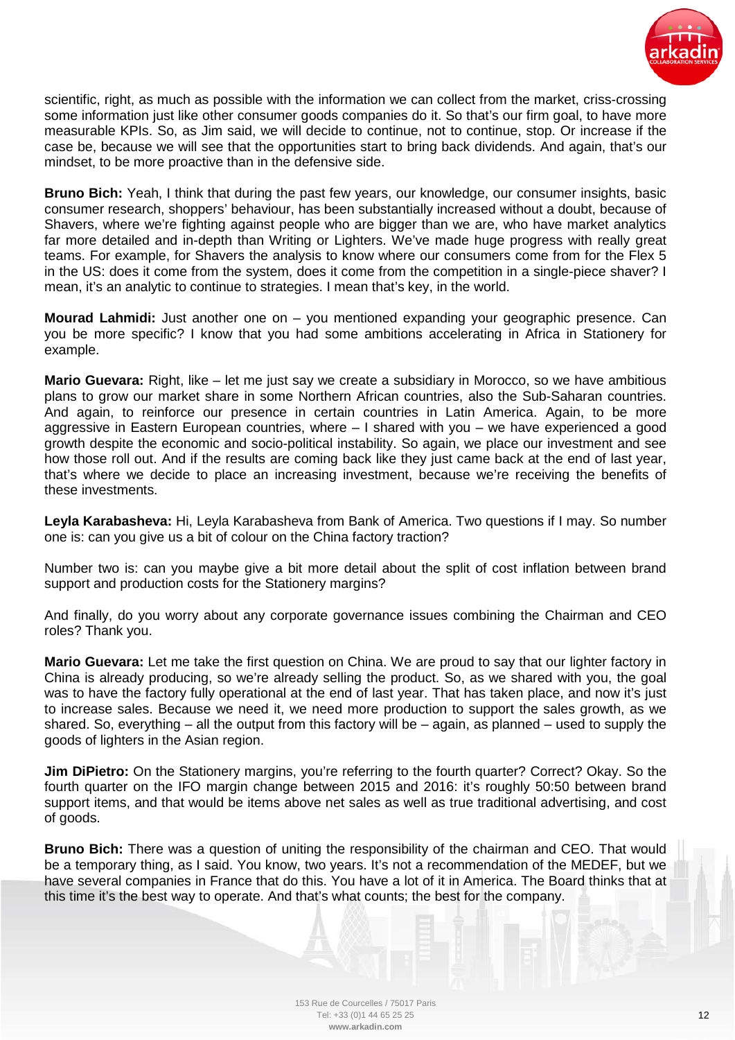scientific, right, as much as possible with the information we can collect from the market, criss-crossing some information just like other consumer goods companies do it. So that's our firm goal, to have more measurable KPIs. So, as Jim said, we will decide to continue, not to continue, stop. Or increase if the case be, because we will see that the opportunities start to bring back dividends. And again, that's our mindset, to be more proactive than in the defensive side.

**Bruno Bich:** Yeah, I think that during the past few years, our knowledge, our consumer insights, basic consumer research, shoppers' behaviour, has been substantially increased without a doubt, because of Shavers, where we're fighting against people who are bigger than we are, who have market analytics far more detailed and in-depth than Writing or Lighters. We've made huge progress with really great teams. For example, for Shavers the analysis to know where our consumers come from for the Flex 5 in the US: does it come from the system, does it come from the competition in a single-piece shaver? I mean, it's an analytic to continue to strategies. I mean that's key, in the world.

**Mourad Lahmidi:** Just another one on – you mentioned expanding your geographic presence. Can you be more specific? I know that you had some ambitions accelerating in Africa in Stationery for example.

**Mario Guevara:** Right, like – let me just say we create a subsidiary in Morocco, so we have ambitious plans to grow our market share in some Northern African countries, also the Sub-Saharan countries. And again, to reinforce our presence in certain countries in Latin America. Again, to be more aggressive in Eastern European countries, where – I shared with you – we have experienced a good growth despite the economic and socio-political instability. So again, we place our investment and see how those roll out. And if the results are coming back like they just came back at the end of last year, that's where we decide to place an increasing investment, because we're receiving the benefits of these investments.

**Leyla Karabasheva:** Hi, Leyla Karabasheva from Bank of America. Two questions if I may. So number one is: can you give us a bit of colour on the China factory traction?

Number two is: can you maybe give a bit more detail about the split of cost inflation between brand support and production costs for the Stationery margins?

And finally, do you worry about any corporate governance issues combining the Chairman and CEO roles? Thank you.

**Mario Guevara:** Let me take the first question on China. We are proud to say that our lighter factory in China is already producing, so we're already selling the product. So, as we shared with you, the goal was to have the factory fully operational at the end of last year. That has taken place, and now it's just to increase sales. Because we need it, we need more production to support the sales growth, as we shared. So, everything – all the output from this factory will be – again, as planned – used to supply the goods of lighters in the Asian region.

**Jim DiPietro:** On the Stationery margins, you're referring to the fourth quarter? Correct? Okay. So the fourth quarter on the IFO margin change between 2015 and 2016: it's roughly 50:50 between brand support items, and that would be items above net sales as well as true traditional advertising, and cost of goods.

**Bruno Bich:** There was a question of uniting the responsibility of the chairman and CEO. That would be a temporary thing, as I said. You know, two years. It's not a recommendation of the MEDEF, but we have several companies in France that do this. You have a lot of it in America. The Board thinks that at this time it's the best way to operate. And that's what counts; the best for the company.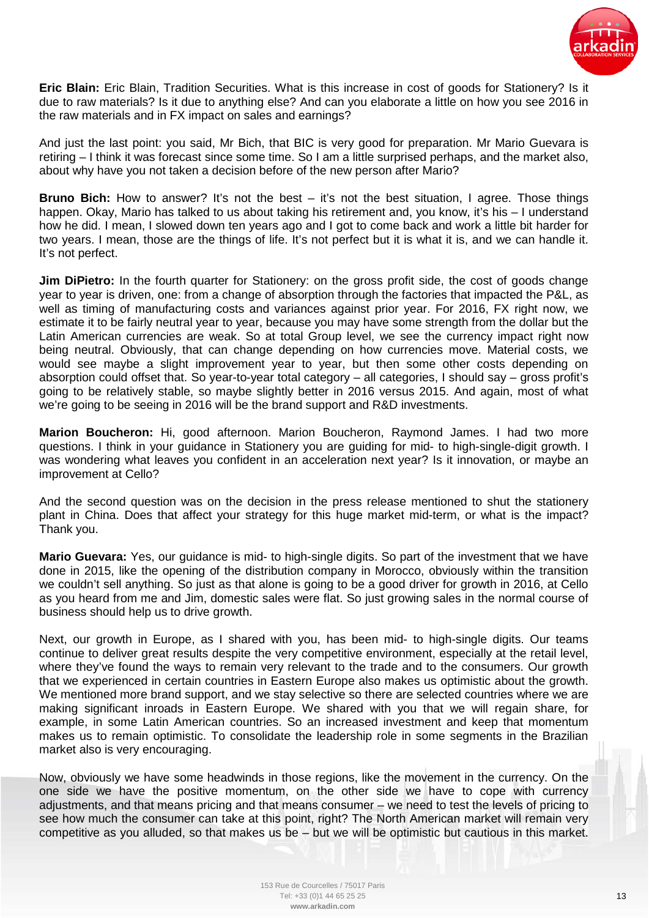**Eric Blain:** Eric Blain, Tradition Securities. What is this increase in cost of goods for Stationery? Is it due to raw materials? Is it due to anything else? And can you elaborate a little on how you see 2016 in the raw materials and in FX impact on sales and earnings?

And just the last point: you said, Mr Bich, that BIC is very good for preparation. Mr Mario Guevara is retiring – I think it was forecast since some time. So I am a little surprised perhaps, and the market also, about why have you not taken a decision before of the new person after Mario?

**Bruno Bich:** How to answer? It's not the best – it's not the best situation, I agree. Those things happen. Okay, Mario has talked to us about taking his retirement and, you know, it's his – I understand how he did. I mean, I slowed down ten years ago and I got to come back and work a little bit harder for two years. I mean, those are the things of life. It's not perfect but it is what it is, and we can handle it. It's not perfect.

**Jim DiPietro:** In the fourth quarter for Stationery: on the gross profit side, the cost of goods change year to year is driven, one: from a change of absorption through the factories that impacted the P&L, as well as timing of manufacturing costs and variances against prior year. For 2016, FX right now, we estimate it to be fairly neutral year to year, because you may have some strength from the dollar but the Latin American currencies are weak. So at total Group level, we see the currency impact right now being neutral. Obviously, that can change depending on how currencies move. Material costs, we would see maybe a slight improvement year to year, but then some other costs depending on absorption could offset that. So year-to-year total category – all categories, I should say – gross profit's going to be relatively stable, so maybe slightly better in 2016 versus 2015. And again, most of what we're going to be seeing in 2016 will be the brand support and R&D investments.

**Marion Boucheron:** Hi, good afternoon. Marion Boucheron, Raymond James. I had two more questions. I think in your guidance in Stationery you are guiding for mid- to high-single-digit growth. I was wondering what leaves you confident in an acceleration next year? Is it innovation, or maybe an improvement at Cello?

And the second question was on the decision in the press release mentioned to shut the stationery plant in China. Does that affect your strategy for this huge market mid-term, or what is the impact? Thank you.

**Mario Guevara:** Yes, our guidance is mid- to high-single digits. So part of the investment that we have done in 2015, like the opening of the distribution company in Morocco, obviously within the transition we couldn't sell anything. So just as that alone is going to be a good driver for growth in 2016, at Cello as you heard from me and Jim, domestic sales were flat. So just growing sales in the normal course of business should help us to drive growth.

Next, our growth in Europe, as I shared with you, has been mid- to high-single digits. Our teams continue to deliver great results despite the very competitive environment, especially at the retail level, where they've found the ways to remain very relevant to the trade and to the consumers. Our growth that we experienced in certain countries in Eastern Europe also makes us optimistic about the growth. We mentioned more brand support, and we stay selective so there are selected countries where we are making significant inroads in Eastern Europe. We shared with you that we will regain share, for example, in some Latin American countries. So an increased investment and keep that momentum makes us to remain optimistic. To consolidate the leadership role in some segments in the Brazilian market also is very encouraging.

Now, obviously we have some headwinds in those regions, like the movement in the currency. On the one side we have the positive momentum, on the other side we have to cope with currency adjustments, and that means pricing and that means consumer – we need to test the levels of pricing to see how much the consumer can take at this point, right? The North American market will remain very competitive as you alluded, so that makes us be – but we will be optimistic but cautious in this market.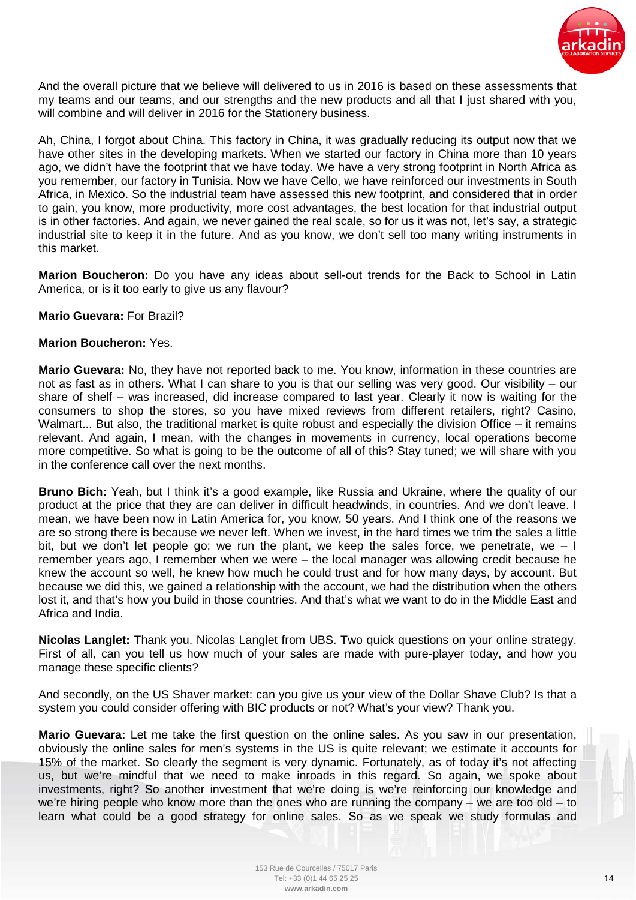And the overall picture that we believe will delivered to us in 2016 is based on these assessments that my teams and our teams, and our strengths and the new products and all that I just shared with you, will combine and will deliver in 2016 for the Stationery business.

Ah, China, I forgot about China. This factory in China, it was gradually reducing its output now that we have other sites in the developing markets. When we started our factory in China more than 10 years ago, we didn't have the footprint that we have today. We have a very strong footprint in North Africa as you remember, our factory in Tunisia. Now we have Cello, we have reinforced our investments in South Africa, in Mexico. So the industrial team have assessed this new footprint, and considered that in order to gain, you know, more productivity, more cost advantages, the best location for that industrial output is in other factories. And again, we never gained the real scale, so for us it was not, let's say, a strategic industrial site to keep it in the future. And as you know, we don't sell too many writing instruments in this market.

**Marion Boucheron:** Do you have any ideas about sell-out trends for the Back to School in Latin America, or is it too early to give us any flavour?

**Mario Guevara:** For Brazil?

**Marion Boucheron:** Yes.

**Mario Guevara:** No, they have not reported back to me. You know, information in these countries are not as fast as in others. What I can share to you is that our selling was very good. Our visibility – our share of shelf – was increased, did increase compared to last year. Clearly it now is waiting for the consumers to shop the stores, so you have mixed reviews from different retailers, right? Casino, Walmart... But also, the traditional market is quite robust and especially the division Office – it remains relevant. And again, I mean, with the changes in movements in currency, local operations become more competitive. So what is going to be the outcome of all of this? Stay tuned; we will share with you in the conference call over the next months.

**Bruno Bich:** Yeah, but I think it's a good example, like Russia and Ukraine, where the quality of our product at the price that they are can deliver in difficult headwinds, in countries. And we don't leave. I mean, we have been now in Latin America for, you know, 50 years. And I think one of the reasons we are so strong there is because we never left. When we invest, in the hard times we trim the sales a little bit, but we don't let people go; we run the plant, we keep the sales force, we penetrate, we – I remember years ago, I remember when we were – the local manager was allowing credit because he knew the account so well, he knew how much he could trust and for how many days, by account. But because we did this, we gained a relationship with the account, we had the distribution when the others lost it, and that's how you build in those countries. And that's what we want to do in the Middle East and Africa and India.

**Nicolas Langlet:** Thank you. Nicolas Langlet from UBS. Two quick questions on your online strategy. First of all, can you tell us how much of your sales are made with pure-player today, and how you manage these specific clients?

And secondly, on the US Shaver market: can you give us your view of the Dollar Shave Club? Is that a system you could consider offering with BIC products or not? What's your view? Thank you.

**Mario Guevara:** Let me take the first question on the online sales. As you saw in our presentation, obviously the online sales for men's systems in the US is quite relevant; we estimate it accounts for 15% of the market. So clearly the segment is very dynamic. Fortunately, as of today it's not affecting us, but we're mindful that we need to make inroads in this regard. So again, we spoke about investments, right? So another investment that we're doing is we're reinforcing our knowledge and we're hiring people who know more than the ones who are running the company – we are too old – to learn what could be a good strategy for online sales. So as we speak we study formulas and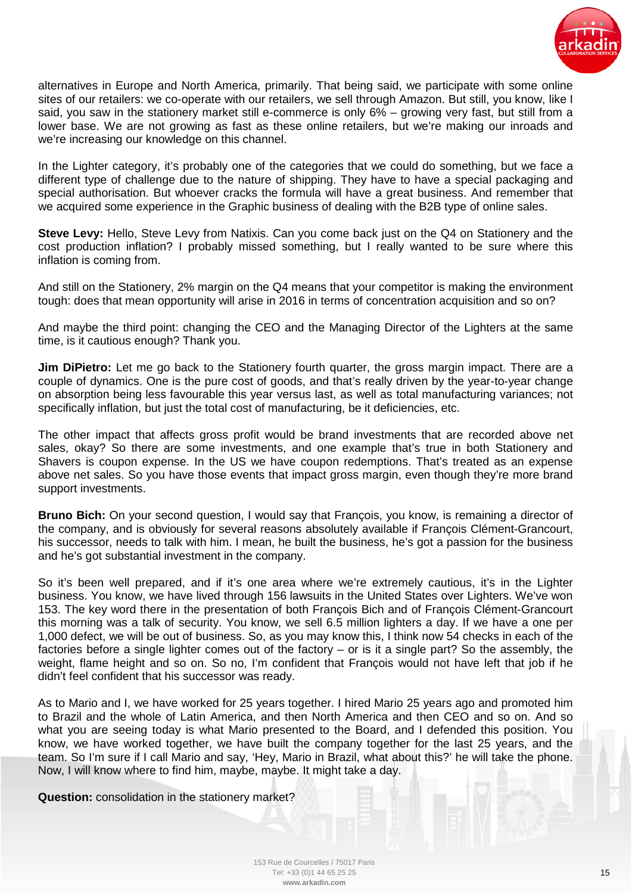alternatives in Europe and North America, primarily. That being said, we participate with some online sites of our retailers: we co-operate with our retailers, we sell through Amazon. But still, you know, like I said, you saw in the stationery market still e-commerce is only 6% – growing very fast, but still from a lower base. We are not growing as fast as these online retailers, but we're making our inroads and we're increasing our knowledge on this channel.

In the Lighter category, it's probably one of the categories that we could do something, but we face a different type of challenge due to the nature of shipping. They have to have a special packaging and special authorisation. But whoever cracks the formula will have a great business. And remember that we acquired some experience in the Graphic business of dealing with the B2B type of online sales.

**Steve Levy:** Hello, Steve Levy from Natixis. Can you come back just on the Q4 on Stationery and the cost production inflation? I probably missed something, but I really wanted to be sure where this inflation is coming from.

And still on the Stationery, 2% margin on the Q4 means that your competitor is making the environment tough: does that mean opportunity will arise in 2016 in terms of concentration acquisition and so on?

And maybe the third point: changing the CEO and the Managing Director of the Lighters at the same time, is it cautious enough? Thank you.

**Jim DiPietro:** Let me go back to the Stationery fourth quarter, the gross margin impact. There are a couple of dynamics. One is the pure cost of goods, and that's really driven by the year-to-year change on absorption being less favourable this year versus last, as well as total manufacturing variances; not specifically inflation, but just the total cost of manufacturing, be it deficiencies, etc.

The other impact that affects gross profit would be brand investments that are recorded above net sales, okay? So there are some investments, and one example that's true in both Stationery and Shavers is coupon expense. In the US we have coupon redemptions. That's treated as an expense above net sales. So you have those events that impact gross margin, even though they're more brand support investments.

**Bruno Bich:** On your second question, I would say that François, you know, is remaining a director of the company, and is obviously for several reasons absolutely available if François Clément-Grancourt, his successor, needs to talk with him. I mean, he built the business, he's got a passion for the business and he's got substantial investment in the company.

So it's been well prepared, and if it's one area where we're extremely cautious, it's in the Lighter business. You know, we have lived through 156 lawsuits in the United States over Lighters. We've won 153. The key word there in the presentation of both François Bich and of François Clément-Grancourt this morning was a talk of security. You know, we sell 6.5 million lighters a day. If we have a one per 1,000 defect, we will be out of business. So, as you may know this, I think now 54 checks in each of the factories before a single lighter comes out of the factory – or is it a single part? So the assembly, the weight, flame height and so on. So no, I'm confident that François would not have left that job if he didn't feel confident that his successor was ready.

As to Mario and I, we have worked for 25 years together. I hired Mario 25 years ago and promoted him to Brazil and the whole of Latin America, and then North America and then CEO and so on. And so what you are seeing today is what Mario presented to the Board, and I defended this position. You know, we have worked together, we have built the company together for the last 25 years, and the team. So I'm sure if I call Mario and say, 'Hey, Mario in Brazil, what about this?' he will take the phone. Now, I will know where to find him, maybe, maybe. It might take a day.

**Question:** consolidation in the stationery market?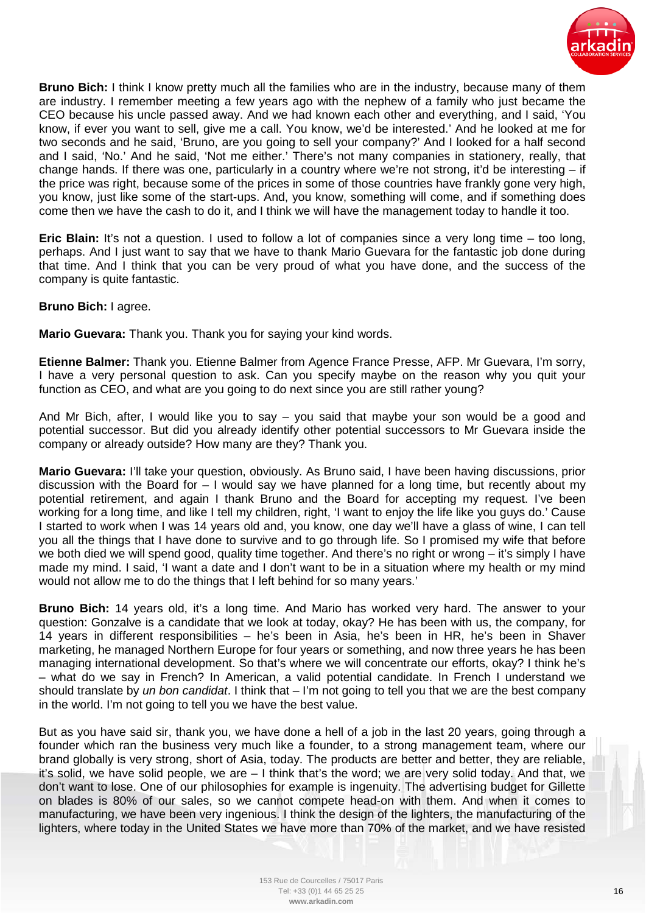**Bruno Bich:** I think I know pretty much all the families who are in the industry, because many of them are industry. I remember meeting a few years ago with the nephew of a family who just became the CEO because his uncle passed away. And we had known each other and everything, and I said, 'You know, if ever you want to sell, give me a call. You know, we'd be interested.' And he looked at me for two seconds and he said, 'Bruno, are you going to sell your company?' And I looked for a half second and I said, 'No.' And he said, 'Not me either.' There's not many companies in stationery, really, that change hands. If there was one, particularly in a country where we're not strong, it'd be interesting – if the price was right, because some of the prices in some of those countries have frankly gone very high, you know, just like some of the start-ups. And, you know, something will come, and if something does come then we have the cash to do it, and I think we will have the management today to handle it too.

**Eric Blain:** It's not a question. I used to follow a lot of companies since a very long time – too long, perhaps. And I just want to say that we have to thank Mario Guevara for the fantastic job done during that time. And I think that you can be very proud of what you have done, and the success of the company is quite fantastic.

**Bruno Bich:** I agree.

**Mario Guevara:** Thank you. Thank you for saying your kind words.

**Etienne Balmer:** Thank you. Etienne Balmer from Agence France Presse, AFP. Mr Guevara, I'm sorry, I have a very personal question to ask. Can you specify maybe on the reason why you quit your function as CEO, and what are you going to do next since you are still rather young?

And Mr Bich, after, I would like you to say – you said that maybe your son would be a good and potential successor. But did you already identify other potential successors to Mr Guevara inside the company or already outside? How many are they? Thank you.

**Mario Guevara:** I'll take your question, obviously. As Bruno said, I have been having discussions, prior discussion with the Board for – I would say we have planned for a long time, but recently about my potential retirement, and again I thank Bruno and the Board for accepting my request. I've been working for a long time, and like I tell my children, right, 'I want to enjoy the life like you guys do.' Cause I started to work when I was 14 years old and, you know, one day we'll have a glass of wine, I can tell you all the things that I have done to survive and to go through life. So I promised my wife that before we both died we will spend good, quality time together. And there's no right or wrong – it's simply I have made my mind. I said, 'I want a date and I don't want to be in a situation where my health or my mind would not allow me to do the things that I left behind for so many years.'

**Bruno Bich:** 14 years old, it's a long time. And Mario has worked very hard. The answer to your question: Gonzalve is a candidate that we look at today, okay? He has been with us, the company, for 14 years in different responsibilities – he's been in Asia, he's been in HR, he's been in Shaver marketing, he managed Northern Europe for four years or something, and now three years he has been managing international development. So that's where we will concentrate our efforts, okay? I think he's – what do we say in French? In American, a valid potential candidate. In French I understand we should translate by *un bon candidat*. I think that – I'm not going to tell you that we are the best company in the world. I'm not going to tell you we have the best value.

But as you have said sir, thank you, we have done a hell of a job in the last 20 years, going through a founder which ran the business very much like a founder, to a strong management team, where our brand globally is very strong, short of Asia, today. The products are better and better, they are reliable, it's solid, we have solid people, we are – I think that's the word; we are very solid today. And that, we don't want to lose. One of our philosophies for example is ingenuity. The advertising budget for Gillette on blades is 80% of our sales, so we cannot compete head-on with them. And when it comes to manufacturing, we have been very ingenious. I think the design of the lighters, the manufacturing of the lighters, where today in the United States we have more than 70% of the market, and we have resisted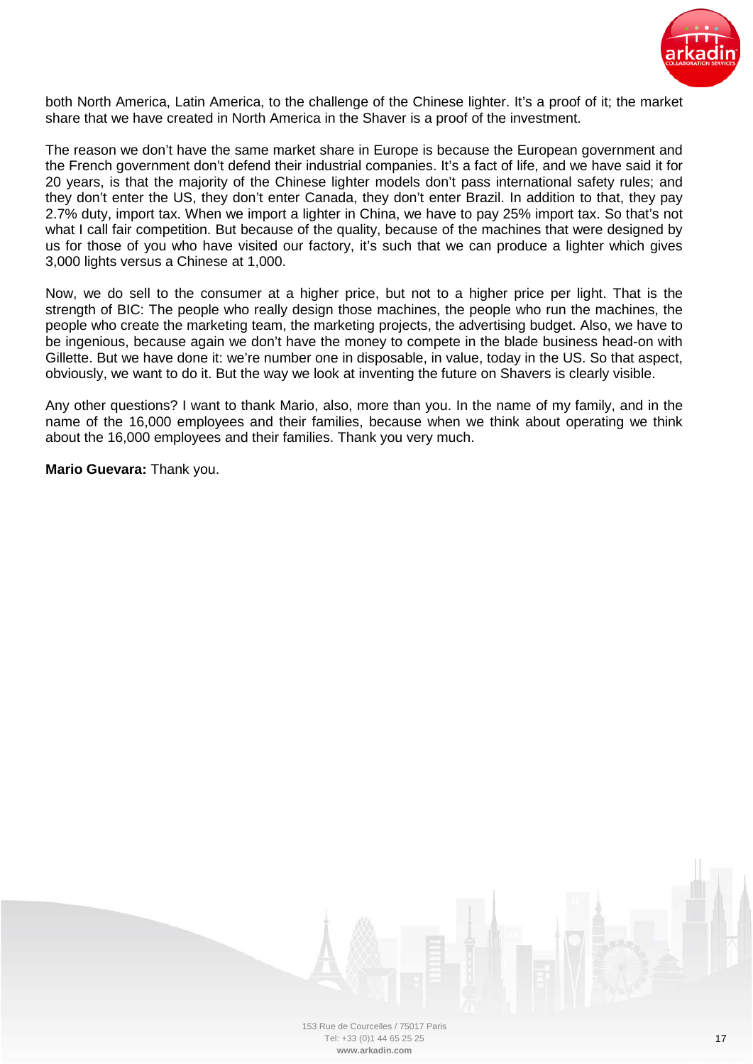both North America, Latin America, to the challenge of the Chinese lighter. It's a proof of it; the market share that we have created in North America in the Shaver is a proof of the investment.

The reason we don't have the same market share in Europe is because the European government and the French government don't defend their industrial companies. It's a fact of life, and we have said it for 20 years, is that the majority of the Chinese lighter models don't pass international safety rules; and they don't enter the US, they don't enter Canada, they don't enter Brazil. In addition to that, they pay 2.7% duty, import tax. When we import a lighter in China, we have to pay 25% import tax. So that's not what I call fair competition. But because of the quality, because of the machines that were designed by us for those of you who have visited our factory, it's such that we can produce a lighter which gives 3,000 lights versus a Chinese at 1,000.

Now, we do sell to the consumer at a higher price, but not to a higher price per light. That is the strength of BIC: The people who really design those machines, the people who run the machines, the people who create the marketing team, the marketing projects, the advertising budget. Also, we have to be ingenious, because again we don't have the money to compete in the blade business head-on with Gillette. But we have done it: we're number one in disposable, in value, today in the US. So that aspect, obviously, we want to do it. But the way we look at inventing the future on Shavers is clearly visible.

Any other questions? I want to thank Mario, also, more than you. In the name of my family, and in the name of the 16,000 employees and their families, because when we think about operating we think about the 16,000 employees and their families. Thank you very much.

**Mario Guevara:** Thank you.